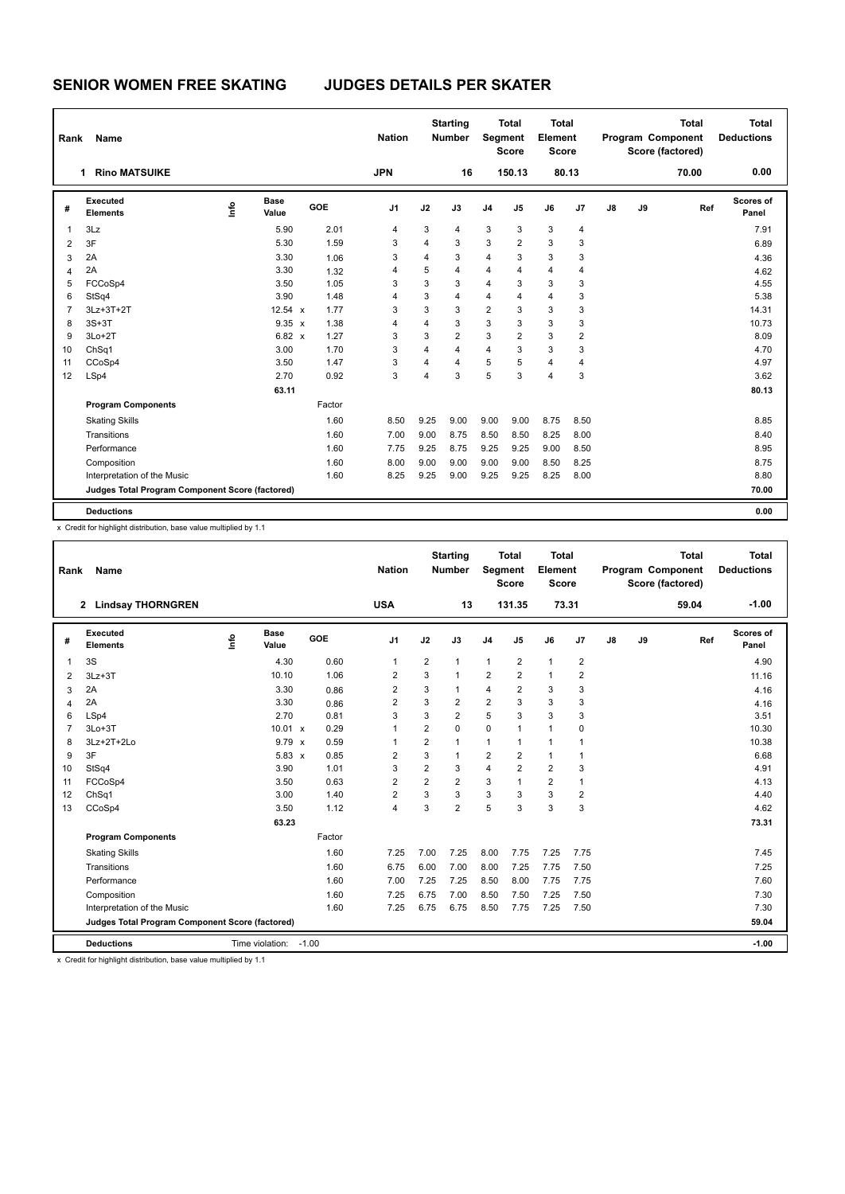# SENIOR WOMEN FREE SKATING JUDGES DETAILS PER SKATER

| Rank | Name | Nation | Starting Number | Total Segment Score | Total Element Score | Total Program Component Score (factored) | Total Deductions |
|---|---|---|---|---|---|---|---|
| 1 | Rino MATSUIKE | JPN | 16 | 150.13 | 80.13 | 70.00 | 0.00 |

| # | Executed Elements | Info | Base Value | GOE | J1 | J2 | J3 | J4 | J5 | J6 | J7 | J8 | J9 | Ref | Scores of Panel |
|---|---|---|---|---|---|---|---|---|---|---|---|---|---|---|---|
| 1 | 3Lz | | 5.90 | 2.01 | 4 | 3 | 4 | 3 | 3 | 3 | 4 | | | | 7.91 |
| 2 | 3F | | 5.30 | 1.59 | 3 | 4 | 3 | 3 | 2 | 3 | 3 | | | | 6.89 |
| 3 | 2A | | 3.30 | 1.06 | 3 | 4 | 3 | 4 | 3 | 3 | 3 | | | | 4.36 |
| 4 | 2A | | 3.30 | 1.32 | 4 | 5 | 4 | 4 | 4 | 4 | 4 | | | | 4.62 |
| 5 | FCCoSp4 | | 3.50 | 1.05 | 3 | 3 | 3 | 4 | 3 | 3 | 3 | | | | 4.55 |
| 6 | StSq4 | | 3.90 | 1.48 | 4 | 3 | 4 | 4 | 4 | 4 | 3 | | | | 5.38 |
| 7 | 3Lz+3T+2T | | 12.54 x | 1.77 | 3 | 3 | 3 | 2 | 3 | 3 | 3 | | | | 14.31 |
| 8 | 3S+3T | | 9.35 x | 1.38 | 4 | 4 | 3 | 3 | 3 | 3 | 3 | | | | 10.73 |
| 9 | 3Lo+2T | | 6.82 x | 1.27 | 3 | 3 | 2 | 3 | 2 | 3 | 2 | | | | 8.09 |
| 10 | ChSq1 | | 3.00 | 1.70 | 3 | 4 | 4 | 4 | 3 | 3 | 3 | | | | 4.70 |
| 11 | CCoSp4 | | 3.50 | 1.47 | 3 | 4 | 4 | 5 | 5 | 4 | 4 | | | | 4.97 |
| 12 | LSp4 | | 2.70 | 0.92 | 3 | 4 | 3 | 5 | 3 | 4 | 3 | | | | 3.62 |
| | | | 63.11 | | | | | | | | | | | | 80.13 |
| | **Program Components** | | | Factor | | | | | | | | | | | |
| | Skating Skills | | | 1.60 | 8.50 | 9.25 | 9.00 | 9.00 | 9.00 | 8.75 | 8.50 | | | | 8.85 |
| | Transitions | | | 1.60 | 7.00 | 9.00 | 8.75 | 8.50 | 8.50 | 8.25 | 8.00 | | | | 8.40 |
| | Performance | | | 1.60 | 7.75 | 9.25 | 8.75 | 9.25 | 9.25 | 9.00 | 8.50 | | | | 8.95 |
| | Composition | | | 1.60 | 8.00 | 9.00 | 9.00 | 9.00 | 9.00 | 8.50 | 8.25 | | | | 8.75 |
| | Interpretation of the Music | | | 1.60 | 8.25 | 9.25 | 9.00 | 9.25 | 9.25 | 8.25 | 8.00 | | | | 8.80 |
| | **Judges Total Program Component Score (factored)** | | | | | | | | | | | | | | 70.00 |
| | **Deductions** | | | | | | | | | | | | | | 0.00 |

x Credit for highlight distribution, base value multiplied by 1.1

| Rank | Name | Nation | Starting Number | Total Segment Score | Total Element Score | Total Program Component Score (factored) | Total Deductions |
|---|---|---|---|---|---|---|---|
| 2 | Lindsay THORNGREN | USA | 13 | 131.35 | 73.31 | 59.04 | -1.00 |

| # | Executed Elements | Info | Base Value | GOE | J1 | J2 | J3 | J4 | J5 | J6 | J7 | J8 | J9 | Ref | Scores of Panel |
|---|---|---|---|---|---|---|---|---|---|---|---|---|---|---|---|
| 1 | 3S | | 4.30 | 0.60 | 1 | 2 | 1 | 1 | 2 | 1 | 2 | | | | 4.90 |
| 2 | 3Lz+3T | | 10.10 | 1.06 | 2 | 3 | 1 | 2 | 2 | 1 | 2 | | | | 11.16 |
| 3 | 2A | | 3.30 | 0.86 | 2 | 3 | 1 | 4 | 2 | 3 | 3 | | | | 4.16 |
| 4 | 2A | | 3.30 | 0.86 | 2 | 3 | 2 | 2 | 3 | 3 | 3 | | | | 4.16 |
| 6 | LSp4 | | 2.70 | 0.81 | 3 | 3 | 2 | 5 | 3 | 3 | 3 | | | | 3.51 |
| 7 | 3Lo+3T | | 10.01 x | 0.29 | 1 | 2 | 0 | 0 | 1 | 1 | 0 | | | | 10.30 |
| 8 | 3Lz+2T+2Lo | | 9.79 x | 0.59 | 1 | 2 | 1 | 1 | 1 | 1 | 1 | | | | 10.38 |
| 9 | 3F | | 5.83 x | 0.85 | 2 | 3 | 1 | 2 | 2 | 1 | 1 | | | | 6.68 |
| 10 | StSq4 | | 3.90 | 1.01 | 3 | 2 | 3 | 4 | 2 | 2 | 3 | | | | 4.91 |
| 11 | FCCoSp4 | | 3.50 | 0.63 | 2 | 2 | 2 | 3 | 1 | 2 | 1 | | | | 4.13 |
| 12 | ChSq1 | | 3.00 | 1.40 | 2 | 3 | 3 | 3 | 3 | 3 | 2 | | | | 4.40 |
| 13 | CCoSp4 | | 3.50 | 1.12 | 4 | 3 | 2 | 5 | 3 | 3 | 3 | | | | 4.62 |
| | | | 63.23 | | | | | | | | | | | | 73.31 |
| | **Program Components** | | | Factor | | | | | | | | | | | |
| | Skating Skills | | | 1.60 | 7.25 | 7.00 | 7.25 | 8.00 | 7.75 | 7.25 | 7.75 | | | | 7.45 |
| | Transitions | | | 1.60 | 6.75 | 6.00 | 7.00 | 8.00 | 7.25 | 7.75 | 7.50 | | | | 7.25 |
| | Performance | | | 1.60 | 7.00 | 7.25 | 7.25 | 8.50 | 8.00 | 7.75 | 7.75 | | | | 7.60 |
| | Composition | | | 1.60 | 7.25 | 6.75 | 7.00 | 8.50 | 7.50 | 7.25 | 7.50 | | | | 7.30 |
| | Interpretation of the Music | | | 1.60 | 7.25 | 6.75 | 6.75 | 8.50 | 7.75 | 7.25 | 7.50 | | | | 7.30 |
| | **Judges Total Program Component Score (factored)** | | | | | | | | | | | | | | 59.04 |
| | **Deductions** | Time violation: -1.00 | | | | | | | | | | | | | -1.00 |

x Credit for highlight distribution, base value multiplied by 1.1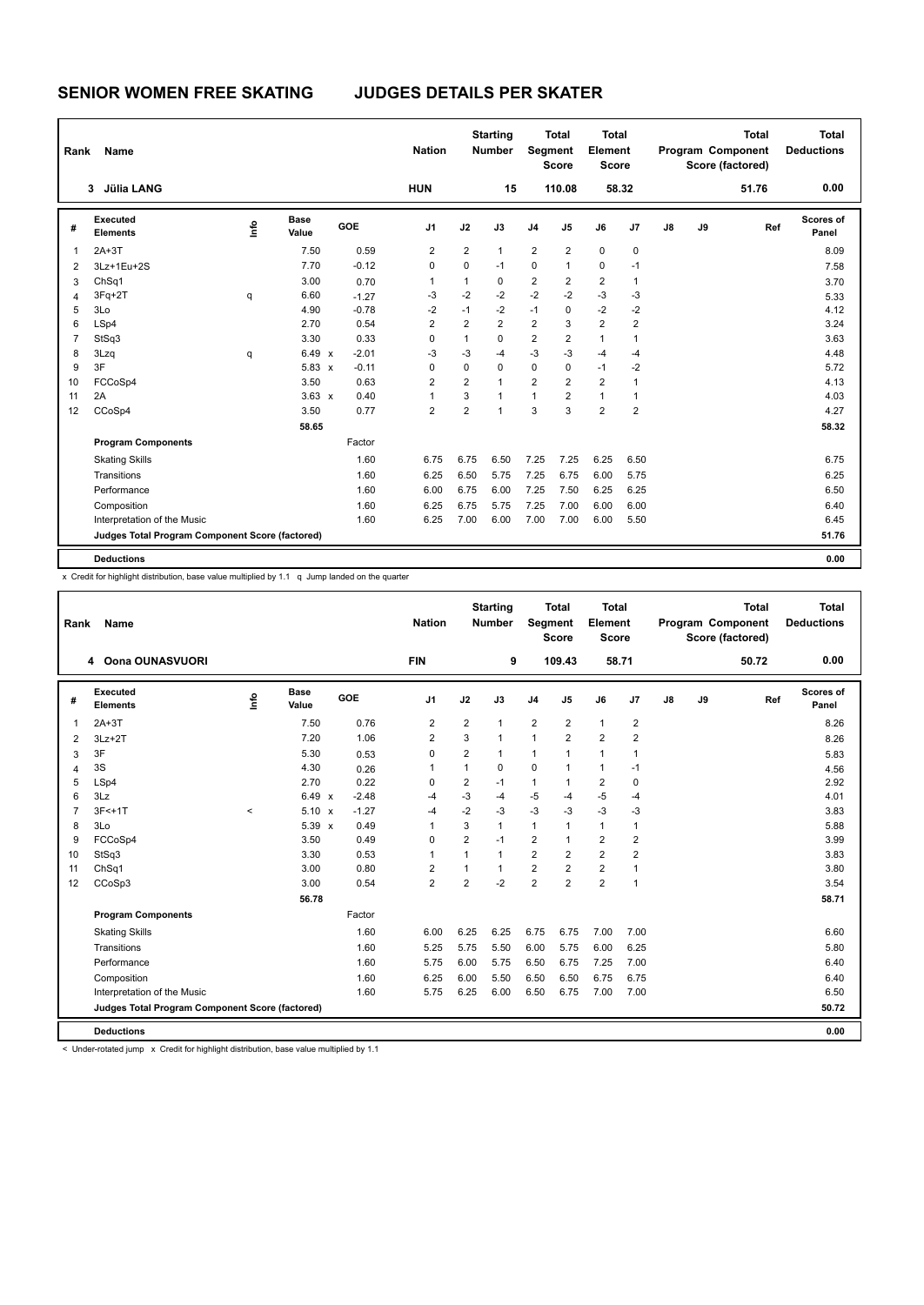# SENIOR WOMEN FREE SKATING JUDGES DETAILS PER SKATER

| Rank | Name | Nation | Starting Number | Total Segment Score | Total Element Score | Total Program Component Score (factored) | Total Deductions |
|---|---|---|---|---|---|---|---|
| 3 | Júlia LANG | HUN | 15 | 110.08 | 58.32 | 51.76 | 0.00 |

| # | Executed Elements | Info | Base Value | | GOE | J1 | J2 | J3 | J4 | J5 | J6 | J7 | J8 | J9 | Ref | Scores of Panel |
|---|---|---|---|---|---|---|---|---|---|---|---|---|---|---|---|---|
| 1 | 2A+3T | | 7.50 | | 0.59 | 2 | 2 | 1 | 2 | 2 | 0 | 0 | | | | 8.09 |
| 2 | 3Lz+1Eu+2S | | 7.70 | | -0.12 | 0 | 0 | -1 | 0 | 1 | 0 | -1 | | | | 7.58 |
| 3 | ChSq1 | | 3.00 | | 0.70 | 1 | 1 | 0 | 2 | 2 | 2 | 1 | | | | 3.70 |
| 4 | 3Fq+2T | q | 6.60 | | -1.27 | -3 | -2 | -2 | -2 | -2 | -3 | -3 | | | | 5.33 |
| 5 | 3Lo | | 4.90 | | -0.78 | -2 | -1 | -2 | -1 | 0 | -2 | -2 | | | | 4.12 |
| 6 | LSp4 | | 2.70 | | 0.54 | 2 | 2 | 2 | 2 | 3 | 2 | 2 | | | | 3.24 |
| 7 | StSq3 | | 3.30 | | 0.33 | 0 | 1 | 0 | 2 | 2 | 1 | 1 | | | | 3.63 |
| 8 | 3Lzq | q | 6.49 | x | -2.01 | -3 | -3 | -4 | -3 | -3 | -4 | -4 | | | | 4.48 |
| 9 | 3F | | 5.83 | x | -0.11 | 0 | 0 | 0 | 0 | 0 | -1 | -2 | | | | 5.72 |
| 10 | FCCoSp4 | | 3.50 | | 0.63 | 2 | 2 | 1 | 2 | 2 | 2 | 1 | | | | 4.13 |
| 11 | 2A | | 3.63 | x | 0.40 | 1 | 3 | 1 | 1 | 2 | 1 | 1 | | | | 4.03 |
| 12 | CCoSp4 | | 3.50 | | 0.77 | 2 | 2 | 1 | 3 | 3 | 2 | 2 | | | | 4.27 |
| | | | 58.65 | | | | | | | | | | | | | 58.32 |
| | **Program Components** | | | | Factor | | | | | | | | | | | |
| | Skating Skills | | | | 1.60 | 6.75 | 6.75 | 6.50 | 7.25 | 7.25 | 6.25 | 6.50 | | | | 6.75 |
| | Transitions | | | | 1.60 | 6.25 | 6.50 | 5.75 | 7.25 | 6.75 | 6.00 | 5.75 | | | | 6.25 |
| | Performance | | | | 1.60 | 6.00 | 6.75 | 6.00 | 7.25 | 7.50 | 6.25 | 6.25 | | | | 6.50 |
| | Composition | | | | 1.60 | 6.25 | 6.75 | 5.75 | 7.25 | 7.00 | 6.00 | 6.00 | | | | 6.40 |
| | Interpretation of the Music | | | | 1.60 | 6.25 | 7.00 | 6.00 | 7.00 | 7.00 | 6.00 | 5.50 | | | | 6.45 |
| | **Judges Total Program Component Score (factored)** | | | | | | | | | | | | | | | 51.76 |
| | **Deductions** | | | | | | | | | | | | | | | 0.00 |

x Credit for highlight distribution, base value multiplied by 1.1 q Jump landed on the quarter

| Rank | Name | Nation | Starting Number | Total Segment Score | Total Element Score | Total Program Component Score (factored) | Total Deductions |
|---|---|---|---|---|---|---|---|
| 4 | Oona OUNASVUORI | FIN | 9 | 109.43 | 58.71 | 50.72 | 0.00 |

| # | Executed Elements | Info | Base Value | | GOE | J1 | J2 | J3 | J4 | J5 | J6 | J7 | J8 | J9 | Ref | Scores of Panel |
|---|---|---|---|---|---|---|---|---|---|---|---|---|---|---|---|---|
| 1 | 2A+3T | | 7.50 | | 0.76 | 2 | 2 | 1 | 2 | 2 | 1 | 2 | | | | 8.26 |
| 2 | 3Lz+2T | | 7.20 | | 1.06 | 2 | 3 | 1 | 1 | 2 | 2 | 2 | | | | 8.26 |
| 3 | 3F | | 5.30 | | 0.53 | 0 | 2 | 1 | 1 | 1 | 1 | 1 | | | | 5.83 |
| 4 | 3S | | 4.30 | | 0.26 | 1 | 1 | 0 | 0 | 1 | 1 | -1 | | | | 4.56 |
| 5 | LSp4 | | 2.70 | | 0.22 | 0 | 2 | -1 | 1 | 1 | 2 | 0 | | | | 2.92 |
| 6 | 3Lz | | 6.49 | x | -2.48 | -4 | -3 | -4 | -5 | -4 | -5 | -4 | | | | 4.01 |
| 7 | 3F<+1T | < | 5.10 | x | -1.27 | -4 | -2 | -3 | -3 | -3 | -3 | -3 | | | | 3.83 |
| 8 | 3Lo | | 5.39 | x | 0.49 | 1 | 3 | 1 | 1 | 1 | 1 | 1 | | | | 5.88 |
| 9 | FCCoSp4 | | 3.50 | | 0.49 | 0 | 2 | -1 | 2 | 1 | 2 | 2 | | | | 3.99 |
| 10 | StSq3 | | 3.30 | | 0.53 | 1 | 1 | 1 | 2 | 2 | 2 | 2 | | | | 3.83 |
| 11 | ChSq1 | | 3.00 | | 0.80 | 2 | 1 | 1 | 2 | 2 | 2 | 1 | | | | 3.80 |
| 12 | CCoSp3 | | 3.00 | | 0.54 | 2 | 2 | -2 | 2 | 2 | 2 | 1 | | | | 3.54 |
| | | | 56.78 | | | | | | | | | | | | | 58.71 |
| | **Program Components** | | | | Factor | | | | | | | | | | | |
| | Skating Skills | | | | 1.60 | 6.00 | 6.25 | 6.25 | 6.75 | 6.75 | 7.00 | 7.00 | | | | 6.60 |
| | Transitions | | | | 1.60 | 5.25 | 5.75 | 5.50 | 6.00 | 5.75 | 6.00 | 6.25 | | | | 5.80 |
| | Performance | | | | 1.60 | 5.75 | 6.00 | 5.75 | 6.50 | 6.75 | 7.25 | 7.00 | | | | 6.40 |
| | Composition | | | | 1.60 | 6.25 | 6.00 | 5.50 | 6.50 | 6.50 | 6.75 | 6.75 | | | | 6.40 |
| | Interpretation of the Music | | | | 1.60 | 5.75 | 6.25 | 6.00 | 6.50 | 6.75 | 7.00 | 7.00 | | | | 6.50 |
| | **Judges Total Program Component Score (factored)** | | | | | | | | | | | | | | | 50.72 |
| | **Deductions** | | | | | | | | | | | | | | | 0.00 |

< Under-rotated jump x Credit for highlight distribution, base value multiplied by 1.1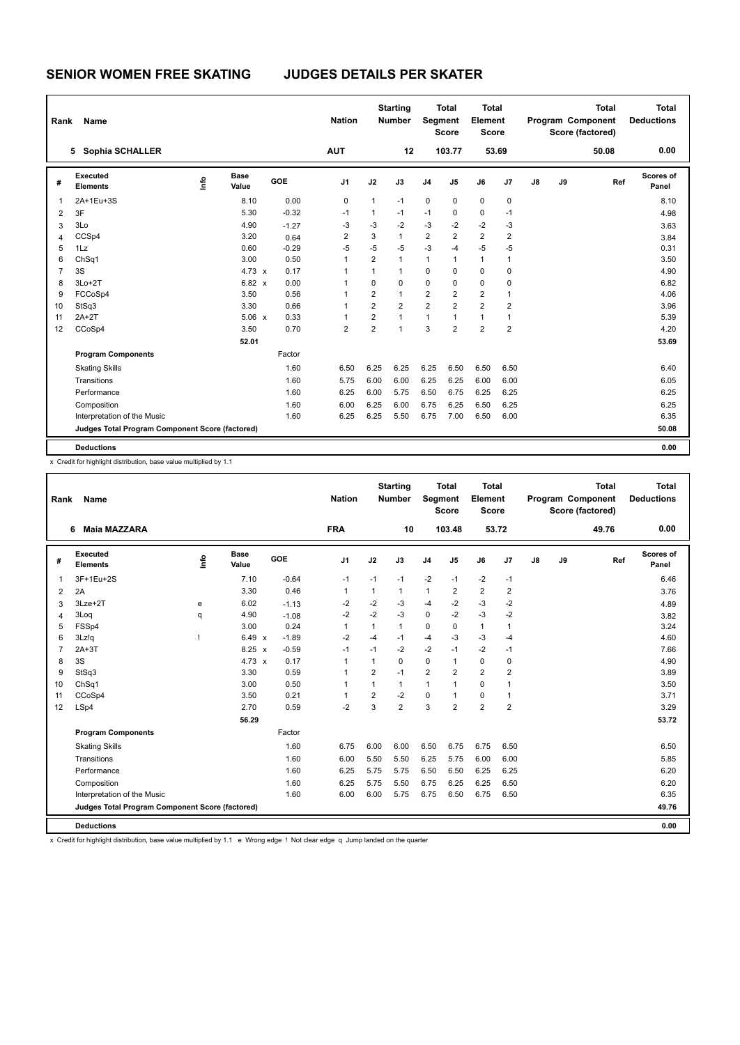# SENIOR WOMEN FREE SKATING JUDGES DETAILS PER SKATER

| Rank | Name | Nation | Starting Number | Total Segment Score | Total Element Score | Total Program Component Score (factored) | Total Deductions |
|---|---|---|---|---|---|---|---|
| 5 | Sophia SCHALLER | AUT | 12 | 103.77 | 53.69 | 50.08 | 0.00 |

| # | Executed Elements | Info | Base Value | | GOE | J1 | J2 | J3 | J4 | J5 | J6 | J7 | J8 | J9 | Ref | Scores of Panel |
|---|---|---|---|---|---|---|---|---|---|---|---|---|---|---|---|---|
| 1 | 2A+1Eu+3S | | 8.10 | | 0.00 | 0 | 1 | -1 | 0 | 0 | 0 | 0 | | | | 8.10 |
| 2 | 3F | | 5.30 | | -0.32 | -1 | 1 | -1 | -1 | 0 | 0 | -1 | | | | 4.98 |
| 3 | 3Lo | | 4.90 | | -1.27 | -3 | -3 | -2 | -3 | -2 | -2 | -3 | | | | 3.63 |
| 4 | CCSp4 | | 3.20 | | 0.64 | 2 | 3 | 1 | 2 | 2 | 2 | 2 | | | | 3.84 |
| 5 | 1Lz | | 0.60 | | -0.29 | -5 | -5 | -5 | -3 | -4 | -5 | -5 | | | | 0.31 |
| 6 | ChSq1 | | 3.00 | | 0.50 | 1 | 2 | 1 | 1 | 1 | 1 | 1 | | | | 3.50 |
| 7 | 3S | | 4.73 | x | 0.17 | 1 | 1 | 1 | 0 | 0 | 0 | 0 | | | | 4.90 |
| 8 | 3Lo+2T | | 6.82 | x | 0.00 | 1 | 0 | 0 | 0 | 0 | 0 | 0 | | | | 6.82 |
| 9 | FCCoSp4 | | 3.50 | | 0.56 | 1 | 2 | 1 | 2 | 2 | 2 | 1 | | | | 4.06 |
| 10 | StSq3 | | 3.30 | | 0.66 | 1 | 2 | 2 | 2 | 2 | 2 | 2 | | | | 3.96 |
| 11 | 2A+2T | | 5.06 | x | 0.33 | 1 | 2 | 1 | 1 | 1 | 1 | 1 | | | | 5.39 |
| 12 | CCoSp4 | | 3.50 | | 0.70 | 2 | 2 | 1 | 3 | 2 | 2 | 2 | | | | 4.20 |
| | | | 52.01 | | | | | | | | | | | | | 53.69 |

| Program Components | Factor | J1 | J2 | J3 | J4 | J5 | J6 | J7 | J8 | J9 | Scores of Panel |
|---|---|---|---|---|---|---|---|---|---|---|---|
| Skating Skills | 1.60 | 6.50 | 6.25 | 6.25 | 6.25 | 6.50 | 6.50 | 6.50 | | | 6.40 |
| Transitions | 1.60 | 5.75 | 6.00 | 6.00 | 6.25 | 6.25 | 6.00 | 6.00 | | | 6.05 |
| Performance | 1.60 | 6.25 | 6.00 | 5.75 | 6.50 | 6.75 | 6.25 | 6.25 | | | 6.25 |
| Composition | 1.60 | 6.00 | 6.25 | 6.00 | 6.75 | 6.25 | 6.50 | 6.25 | | | 6.25 |
| Interpretation of the Music | 1.60 | 6.25 | 6.25 | 5.50 | 6.75 | 7.00 | 6.50 | 6.00 | | | 6.35 |
| Judges Total Program Component Score (factored) | | | | | | | | | | | 50.08 |
| Deductions | | | | | | | | | | | 0.00 |

x Credit for highlight distribution, base value multiplied by 1.1

| Rank | Name | Nation | Starting Number | Total Segment Score | Total Element Score | Total Program Component Score (factored) | Total Deductions |
|---|---|---|---|---|---|---|---|
| 6 | Maia MAZZARA | FRA | 10 | 103.48 | 53.72 | 49.76 | 0.00 |

| # | Executed Elements | Info | Base Value | | GOE | J1 | J2 | J3 | J4 | J5 | J6 | J7 | J8 | J9 | Ref | Scores of Panel |
|---|---|---|---|---|---|---|---|---|---|---|---|---|---|---|---|---|
| 1 | 3F+1Eu+2S | | 7.10 | | -0.64 | -1 | -1 | -1 | -2 | -1 | -2 | -1 | | | | 6.46 |
| 2 | 2A | | 3.30 | | 0.46 | 1 | 1 | 1 | 1 | 2 | 2 | 2 | | | | 3.76 |
| 3 | 3Lze+2T | e | 6.02 | | -1.13 | -2 | -2 | -3 | -4 | -2 | -3 | -2 | | | | 4.89 |
| 4 | 3Loq | q | 4.90 | | -1.08 | -2 | -2 | -3 | 0 | -2 | -3 | -2 | | | | 3.82 |
| 5 | FSSp4 | | 3.00 | | 0.24 | 1 | 1 | 1 | 0 | 0 | 1 | 1 | | | | 3.24 |
| 6 | 3Lz!q | ! | 6.49 | x | -1.89 | -2 | -4 | -1 | -4 | -3 | -3 | -4 | | | | 4.60 |
| 7 | 2A+3T | | 8.25 | x | -0.59 | -1 | -1 | -2 | -2 | -1 | -2 | -1 | | | | 7.66 |
| 8 | 3S | | 4.73 | x | 0.17 | 1 | 1 | 0 | 0 | 1 | 0 | 0 | | | | 4.90 |
| 9 | StSq3 | | 3.30 | | 0.59 | 1 | 2 | -1 | 2 | 2 | 2 | 2 | | | | 3.89 |
| 10 | ChSq1 | | 3.00 | | 0.50 | 1 | 1 | 1 | 1 | 1 | 0 | 1 | | | | 3.50 |
| 11 | CCoSp4 | | 3.50 | | 0.21 | 1 | 2 | -2 | 0 | 1 | 0 | 1 | | | | 3.71 |
| 12 | LSp4 | | 2.70 | | 0.59 | -2 | 3 | 2 | 3 | 2 | 2 | 2 | | | | 3.29 |
| | | | 56.29 | | | | | | | | | | | | | 53.72 |

| Program Components | Factor | J1 | J2 | J3 | J4 | J5 | J6 | J7 | J8 | J9 | Scores of Panel |
|---|---|---|---|---|---|---|---|---|---|---|---|
| Skating Skills | 1.60 | 6.75 | 6.00 | 6.00 | 6.50 | 6.75 | 6.75 | 6.50 | | | 6.50 |
| Transitions | 1.60 | 6.00 | 5.50 | 5.50 | 6.25 | 5.75 | 6.00 | 6.00 | | | 5.85 |
| Performance | 1.60 | 6.25 | 5.75 | 5.75 | 6.50 | 6.50 | 6.25 | 6.25 | | | 6.20 |
| Composition | 1.60 | 6.25 | 5.75 | 5.50 | 6.75 | 6.25 | 6.25 | 6.50 | | | 6.20 |
| Interpretation of the Music | 1.60 | 6.00 | 6.00 | 5.75 | 6.75 | 6.50 | 6.75 | 6.50 | | | 6.35 |
| Judges Total Program Component Score (factored) | | | | | | | | | | | 49.76 |
| Deductions | | | | | | | | | | | 0.00 |

x Credit for highlight distribution, base value multiplied by 1.1 e Wrong edge ! Not clear edge q Jump landed on the quarter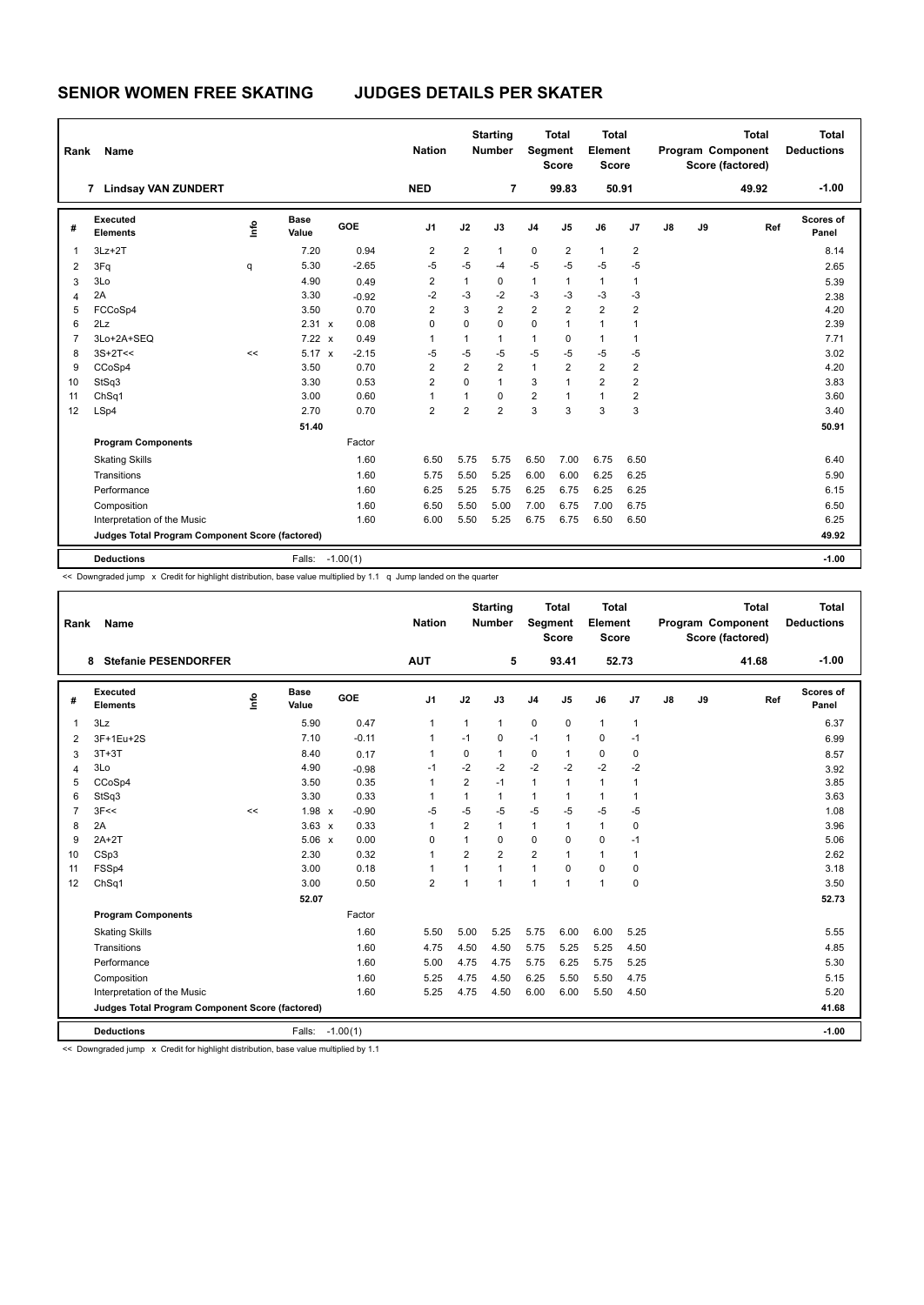# SENIOR WOMEN FREE SKATING    JUDGES DETAILS PER SKATER

| Rank | Name | Nation | Starting Number | Total Segment Score | Total Element Score | Total Program Component Score (factored) | Total Deductions |
|---|---|---|---|---|---|---|---|
| 7 | Lindsay VAN ZUNDERT | NED | 7 | 99.83 | 50.91 | 49.92 | -1.00 |

| # | Executed Elements | Info | Base Value | | GOE | J1 | J2 | J3 | J4 | J5 | J6 | J7 | J8 | J9 | Ref | Scores of Panel |
|---|---|---|---|---|---|---|---|---|---|---|---|---|---|---|---|---|
| 1 | 3Lz+2T | | 7.20 | | 0.94 | 2 | 2 | 1 | 0 | 2 | 1 | 2 | | | | 8.14 |
| 2 | 3Fq | q | 5.30 | | -2.65 | -5 | -5 | -4 | -5 | -5 | -5 | -5 | | | | 2.65 |
| 3 | 3Lo | | 4.90 | | 0.49 | 2 | 1 | 0 | 1 | 1 | 1 | 1 | | | | 5.39 |
| 4 | 2A | | 3.30 | | -0.92 | -2 | -3 | -2 | -3 | -3 | -3 | -3 | | | | 2.38 |
| 5 | FCCoSp4 | | 3.50 | | 0.70 | 2 | 3 | 2 | 2 | 2 | 2 | 2 | | | | 4.20 |
| 6 | 2Lz | | 2.31 | x | 0.08 | 0 | 0 | 0 | 0 | 1 | 1 | 1 | | | | 2.39 |
| 7 | 3Lo+2A+SEQ | | 7.22 | x | 0.49 | 1 | 1 | 1 | 1 | 0 | 1 | 1 | | | | 7.71 |
| 8 | 3S+2T<< | << | 5.17 | x | -2.15 | -5 | -5 | -5 | -5 | -5 | -5 | -5 | | | | 3.02 |
| 9 | CCoSp4 | | 3.50 | | 0.70 | 2 | 2 | 2 | 1 | 2 | 2 | 2 | | | | 4.20 |
| 10 | StSq3 | | 3.30 | | 0.53 | 2 | 0 | 1 | 3 | 1 | 2 | 2 | | | | 3.83 |
| 11 | ChSq1 | | 3.00 | | 0.60 | 1 | 1 | 0 | 2 | 1 | 1 | 2 | | | | 3.60 |
| 12 | LSp4 | | 2.70 | | 0.70 | 2 | 2 | 2 | 3 | 3 | 3 | 3 | | | | 3.40 |
| | | | 51.40 | | | | | | | | | | | | | 50.91 |
| | **Program Components** | | | | Factor | | | | | | | | | | | |
| | Skating Skills | | | | 1.60 | 6.50 | 5.75 | 5.75 | 6.50 | 7.00 | 6.75 | 6.50 | | | | 6.40 |
| | Transitions | | | | 1.60 | 5.75 | 5.50 | 5.25 | 6.00 | 6.00 | 6.25 | 6.25 | | | | 5.90 |
| | Performance | | | | 1.60 | 6.25 | 5.25 | 5.75 | 6.25 | 6.75 | 6.25 | 6.25 | | | | 6.15 |
| | Composition | | | | 1.60 | 6.50 | 5.50 | 5.00 | 7.00 | 6.75 | 7.00 | 6.75 | | | | 6.50 |
| | Interpretation of the Music | | | | 1.60 | 6.00 | 5.50 | 5.25 | 6.75 | 6.75 | 6.50 | 6.50 | | | | 6.25 |
| | **Judges Total Program Component Score (factored)** | | | | | | | | | | | | | | | 49.92 |
| | **Deductions** | | Falls: | | -1.00(1) | | | | | | | | | | | -1.00 |

<< Downgraded jump x Credit for highlight distribution, base value multiplied by 1.1 q Jump landed on the quarter

| Rank | Name | Nation | Starting Number | Total Segment Score | Total Element Score | Total Program Component Score (factored) | Total Deductions |
|---|---|---|---|---|---|---|---|
| 8 | Stefanie PESENDORFER | AUT | 5 | 93.41 | 52.73 | 41.68 | -1.00 |

| # | Executed Elements | Info | Base Value | | GOE | J1 | J2 | J3 | J4 | J5 | J6 | J7 | J8 | J9 | Ref | Scores of Panel |
|---|---|---|---|---|---|---|---|---|---|---|---|---|---|---|---|---|
| 1 | 3Lz | | 5.90 | | 0.47 | 1 | 1 | 1 | 0 | 0 | 1 | 1 | | | | 6.37 |
| 2 | 3F+1Eu+2S | | 7.10 | | -0.11 | 1 | -1 | 0 | -1 | 1 | 0 | -1 | | | | 6.99 |
| 3 | 3T+3T | | 8.40 | | 0.17 | 1 | 0 | 1 | 0 | 1 | 0 | 0 | | | | 8.57 |
| 4 | 3Lo | | 4.90 | | -0.98 | -1 | -2 | -2 | -2 | -2 | -2 | -2 | | | | 3.92 |
| 5 | CCoSp4 | | 3.50 | | 0.35 | 1 | 2 | -1 | 1 | 1 | 1 | 1 | | | | 3.85 |
| 6 | StSq3 | | 3.30 | | 0.33 | 1 | 1 | 1 | 1 | 1 | 1 | 1 | | | | 3.63 |
| 7 | 3F<< | << | 1.98 | x | -0.90 | -5 | -5 | -5 | -5 | -5 | -5 | -5 | | | | 1.08 |
| 8 | 2A | | 3.63 | x | 0.33 | 1 | 2 | 1 | 1 | 1 | 1 | 0 | | | | 3.96 |
| 9 | 2A+2T | | 5.06 | x | 0.00 | 0 | 1 | 0 | 0 | 0 | 0 | -1 | | | | 5.06 |
| 10 | CSp3 | | 2.30 | | 0.32 | 1 | 2 | 2 | 2 | 1 | 1 | 1 | | | | 2.62 |
| 11 | FSSp4 | | 3.00 | | 0.18 | 1 | 1 | 1 | 1 | 0 | 0 | 0 | | | | 3.18 |
| 12 | ChSq1 | | 3.00 | | 0.50 | 2 | 1 | 1 | 1 | 1 | 1 | 0 | | | | 3.50 |
| | | | 52.07 | | | | | | | | | | | | | 52.73 |
| | **Program Components** | | | | Factor | | | | | | | | | | | |
| | Skating Skills | | | | 1.60 | 5.50 | 5.00 | 5.25 | 5.75 | 6.00 | 6.00 | 5.25 | | | | 5.55 |
| | Transitions | | | | 1.60 | 4.75 | 4.50 | 4.50 | 5.75 | 5.25 | 5.25 | 4.50 | | | | 4.85 |
| | Performance | | | | 1.60 | 5.00 | 4.75 | 4.75 | 5.75 | 6.25 | 5.75 | 5.25 | | | | 5.30 |
| | Composition | | | | 1.60 | 5.25 | 4.75 | 4.50 | 6.25 | 5.50 | 5.50 | 4.75 | | | | 5.15 |
| | Interpretation of the Music | | | | 1.60 | 5.25 | 4.75 | 4.50 | 6.00 | 6.00 | 5.50 | 4.50 | | | | 5.20 |
| | **Judges Total Program Component Score (factored)** | | | | | | | | | | | | | | | 41.68 |
| | **Deductions** | | Falls: | | -1.00(1) | | | | | | | | | | | -1.00 |

<< Downgraded jump x Credit for highlight distribution, base value multiplied by 1.1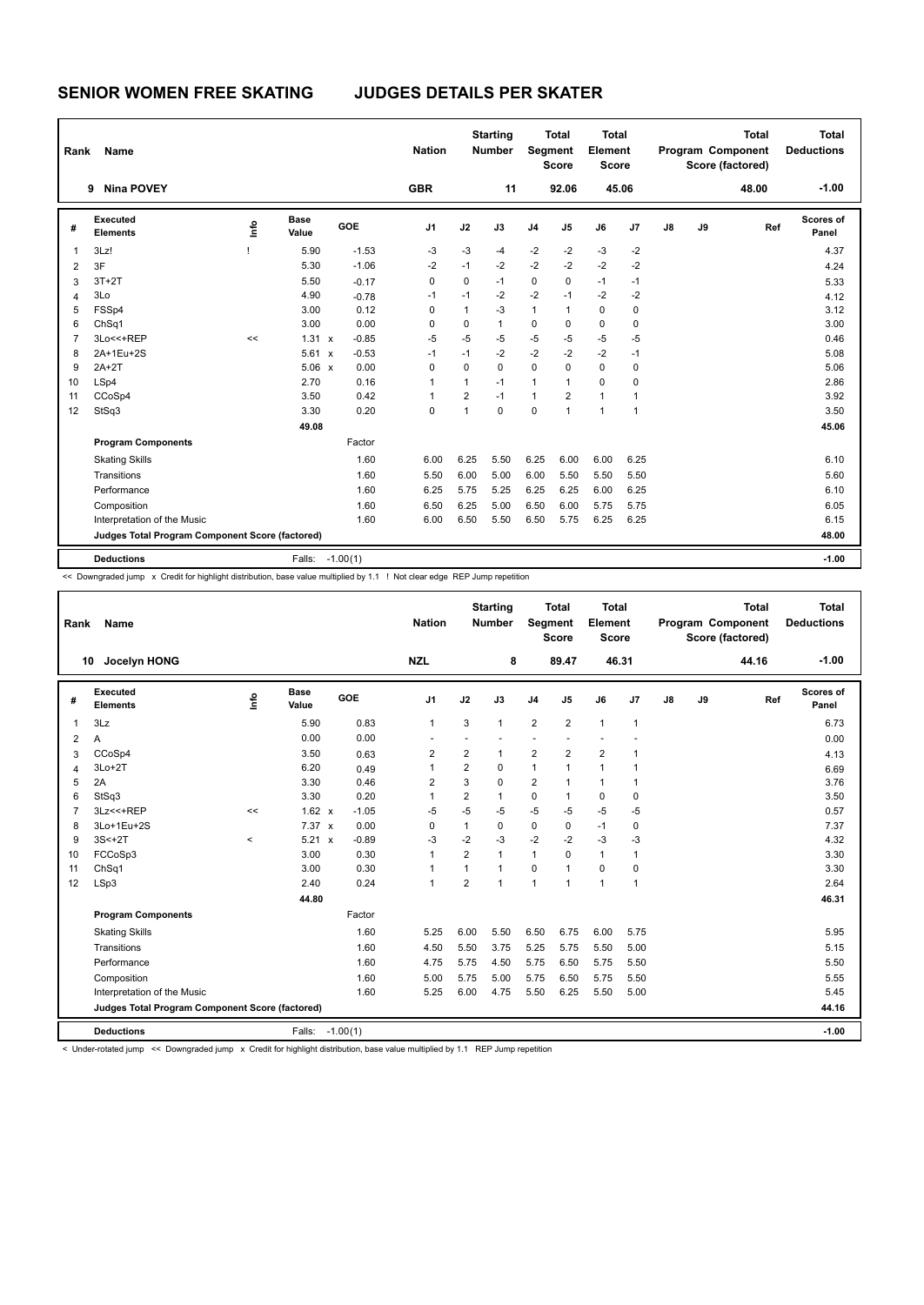# SENIOR WOMEN FREE SKATING JUDGES DETAILS PER SKATER

| Rank | Name | Nation | Starting Number | Total Segment Score | Total Element Score | Total Program Component Score (factored) | Total Deductions |
|---|---|---|---|---|---|---|---|
| 9 | Nina POVEY | GBR | 11 | 92.06 | 45.06 | 48.00 | -1.00 |

| # | Executed Elements | Info | Base Value | | GOE | J1 | J2 | J3 | J4 | J5 | J6 | J7 | J8 | J9 | Ref | Scores of Panel |
|---|---|---|---|---|---|---|---|---|---|---|---|---|---|---|---|---|
| 1 | 3Lz! | ! | 5.90 | | -1.53 | -3 | -3 | -4 | -2 | -2 | -3 | -2 | | | | 4.37 |
| 2 | 3F | | 5.30 | | -1.06 | -2 | -1 | -2 | -2 | -2 | -2 | -2 | | | | 4.24 |
| 3 | 3T+2T | | 5.50 | | -0.17 | 0 | 0 | -1 | 0 | 0 | -1 | -1 | | | | 5.33 |
| 4 | 3Lo | | 4.90 | | -0.78 | -1 | -1 | -2 | -2 | -1 | -2 | -2 | | | | 4.12 |
| 5 | FSSp4 | | 3.00 | | 0.12 | 0 | 1 | -3 | 1 | 1 | 0 | 0 | | | | 3.12 |
| 6 | ChSq1 | | 3.00 | | 0.00 | 0 | 0 | 1 | 0 | 0 | 0 | 0 | | | | 3.00 |
| 7 | 3Lo<<+REP | << | 1.31 | x | -0.85 | -5 | -5 | -5 | -5 | -5 | -5 | -5 | | | | 0.46 |
| 8 | 2A+1Eu+2S | | 5.61 | x | -0.53 | -1 | -1 | -2 | -2 | -2 | -2 | -1 | | | | 5.08 |
| 9 | 2A+2T | | 5.06 | x | 0.00 | 0 | 0 | 0 | 0 | 0 | 0 | 0 | | | | 5.06 |
| 10 | LSp4 | | 2.70 | | 0.16 | 1 | 1 | -1 | 1 | 1 | 0 | 0 | | | | 2.86 |
| 11 | CCoSp4 | | 3.50 | | 0.42 | 1 | 2 | -1 | 1 | 2 | 1 | 1 | | | | 3.92 |
| 12 | StSq3 | | 3.30 | | 0.20 | 0 | 1 | 0 | 0 | 1 | 1 | 1 | | | | 3.50 |
| | | | 49.08 | | | | | | | | | | | | | 45.06 |
| | **Program Components** | | | | Factor | | | | | | | | | | | |
| | Skating Skills | | | | 1.60 | 6.00 | 6.25 | 5.50 | 6.25 | 6.00 | 6.00 | 6.25 | | | | 6.10 |
| | Transitions | | | | 1.60 | 5.50 | 6.00 | 5.00 | 6.00 | 5.50 | 5.50 | 5.50 | | | | 5.60 |
| | Performance | | | | 1.60 | 6.25 | 5.75 | 5.25 | 6.25 | 6.25 | 6.00 | 6.25 | | | | 6.10 |
| | Composition | | | | 1.60 | 6.50 | 6.25 | 5.00 | 6.50 | 6.00 | 5.75 | 5.75 | | | | 6.05 |
| | Interpretation of the Music | | | | 1.60 | 6.00 | 6.50 | 5.50 | 6.50 | 5.75 | 6.25 | 6.25 | | | | 6.15 |
| | **Judges Total Program Component Score (factored)** | | | | | | | | | | | | | | | 48.00 |
| | **Deductions** | | Falls: | | -1.00(1) | | | | | | | | | | | -1.00 |

<< Downgraded jump x Credit for highlight distribution, base value multiplied by 1.1 ! Not clear edge REP Jump repetition

| Rank | Name | Nation | Starting Number | Total Segment Score | Total Element Score | Total Program Component Score (factored) | Total Deductions |
|---|---|---|---|---|---|---|---|
| 10 | Jocelyn HONG | NZL | 8 | 89.47 | 46.31 | 44.16 | -1.00 |

| # | Executed Elements | Info | Base Value | | GOE | J1 | J2 | J3 | J4 | J5 | J6 | J7 | J8 | J9 | Ref | Scores of Panel |
|---|---|---|---|---|---|---|---|---|---|---|---|---|---|---|---|---|
| 1 | 3Lz | | 5.90 | | 0.83 | 1 | 3 | 1 | 2 | 2 | 1 | 1 | | | | 6.73 |
| 2 | A | | 0.00 | | 0.00 | - | - | - | - | - | - | - | | | | 0.00 |
| 3 | CCoSp4 | | 3.50 | | 0.63 | 2 | 2 | 1 | 2 | 2 | 2 | 1 | | | | 4.13 |
| 4 | 3Lo+2T | | 6.20 | | 0.49 | 1 | 2 | 0 | 1 | 1 | 1 | 1 | | | | 6.69 |
| 5 | 2A | | 3.30 | | 0.46 | 2 | 3 | 0 | 2 | 1 | 1 | 1 | | | | 3.76 |
| 6 | StSq3 | | 3.30 | | 0.20 | 1 | 2 | 1 | 0 | 1 | 0 | 0 | | | | 3.50 |
| 7 | 3Lz<<+REP | << | 1.62 | x | -1.05 | -5 | -5 | -5 | -5 | -5 | -5 | -5 | | | | 0.57 |
| 8 | 3Lo+1Eu+2S | | 7.37 | x | 0.00 | 0 | 1 | 0 | 0 | 0 | -1 | 0 | | | | 7.37 |
| 9 | 3S<+2T | < | 5.21 | x | -0.89 | -3 | -2 | -3 | -2 | -2 | -3 | -3 | | | | 4.32 |
| 10 | FCCoSp3 | | 3.00 | | 0.30 | 1 | 2 | 1 | 1 | 0 | 1 | 1 | | | | 3.30 |
| 11 | ChSq1 | | 3.00 | | 0.30 | 1 | 1 | 1 | 0 | 1 | 0 | 0 | | | | 3.30 |
| 12 | LSp3 | | 2.40 | | 0.24 | 1 | 2 | 1 | 1 | 1 | 1 | 1 | | | | 2.64 |
| | | | 44.80 | | | | | | | | | | | | | 46.31 |
| | **Program Components** | | | | Factor | | | | | | | | | | | |
| | Skating Skills | | | | 1.60 | 5.25 | 6.00 | 5.50 | 6.50 | 6.75 | 6.00 | 5.75 | | | | 5.95 |
| | Transitions | | | | 1.60 | 4.50 | 5.50 | 3.75 | 5.25 | 5.75 | 5.50 | 5.00 | | | | 5.15 |
| | Performance | | | | 1.60 | 4.75 | 5.75 | 4.50 | 5.75 | 6.50 | 5.75 | 5.50 | | | | 5.50 |
| | Composition | | | | 1.60 | 5.00 | 5.75 | 5.00 | 5.75 | 6.50 | 5.75 | 5.50 | | | | 5.55 |
| | Interpretation of the Music | | | | 1.60 | 5.25 | 6.00 | 4.75 | 5.50 | 6.25 | 5.50 | 5.00 | | | | 5.45 |
| | **Judges Total Program Component Score (factored)** | | | | | | | | | | | | | | | 44.16 |
| | **Deductions** | | Falls: | | -1.00(1) | | | | | | | | | | | -1.00 |

< Under-rotated jump << Downgraded jump x Credit for highlight distribution, base value multiplied by 1.1 REP Jump repetition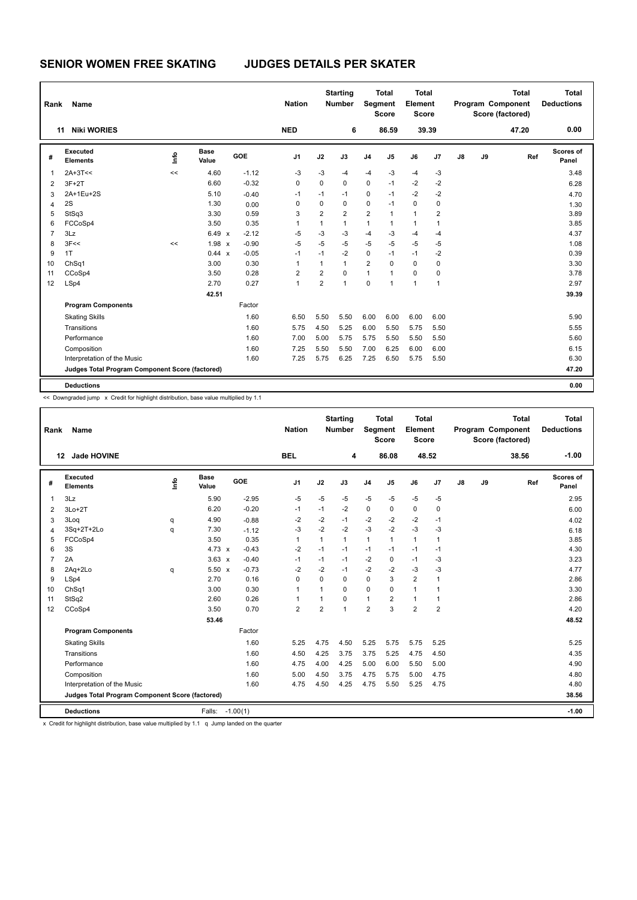# SENIOR WOMEN FREE SKATING    JUDGES DETAILS PER SKATER

| Rank | Name | Nation | Starting Number | Total Segment Score | Total Element Score | Total Program Component Score (factored) | Total Deductions |
|---|---|---|---|---|---|---|---|
| 11 | Niki WORIES | NED | 6 | 86.59 | 39.39 | 47.20 | 0.00 |

| # | Executed Elements | Info | Base Value | | GOE | J1 | J2 | J3 | J4 | J5 | J6 | J7 | J8 | J9 | Ref | Scores of Panel |
|---|---|---|---|---|---|---|---|---|---|---|---|---|---|---|---|---|
| 1 | 2A+3T<< | << | 4.60 | | -1.12 | -3 | -3 | -4 | -4 | -3 | -4 | -3 | | | | 3.48 |
| 2 | 3F+2T | | 6.60 | | -0.32 | 0 | 0 | 0 | 0 | -1 | -2 | -2 | | | | 6.28 |
| 3 | 2A+1Eu+2S | | 5.10 | | -0.40 | -1 | -1 | -1 | 0 | -1 | -2 | -2 | | | | 4.70 |
| 4 | 2S | | 1.30 | | 0.00 | 0 | 0 | 0 | 0 | -1 | 0 | 0 | | | | 1.30 |
| 5 | StSq3 | | 3.30 | | 0.59 | 3 | 2 | 2 | 2 | 1 | 1 | 2 | | | | 3.89 |
| 6 | FCCoSp4 | | 3.50 | | 0.35 | 1 | 1 | 1 | 1 | 1 | 1 | 1 | | | | 3.85 |
| 7 | 3Lz | | 6.49 | x | -2.12 | -5 | -3 | -3 | -4 | -3 | -4 | -4 | | | | 4.37 |
| 8 | 3F<< | << | 1.98 | x | -0.90 | -5 | -5 | -5 | -5 | -5 | -5 | -5 | | | | 1.08 |
| 9 | 1T | | 0.44 | x | -0.05 | -1 | -1 | -2 | 0 | -1 | -1 | -2 | | | | 0.39 |
| 10 | ChSq1 | | 3.00 | | 0.30 | 1 | 1 | 1 | 2 | 0 | 0 | 0 | | | | 3.30 |
| 11 | CCoSp4 | | 3.50 | | 0.28 | 2 | 2 | 0 | 1 | 1 | 0 | 0 | | | | 3.78 |
| 12 | LSp4 | | 2.70 | | 0.27 | 1 | 2 | 1 | 0 | 1 | 1 | 1 | | | | 2.97 |
| | | | 42.51 | | | | | | | | | | | | | 39.39 |
| | **Program Components** | | | | Factor | | | | | | | | | | | |
| | Skating Skills | | | | 1.60 | 6.50 | 5.50 | 5.50 | 6.00 | 6.00 | 6.00 | 6.00 | | | | 5.90 |
| | Transitions | | | | 1.60 | 5.75 | 4.50 | 5.25 | 6.00 | 5.50 | 5.75 | 5.50 | | | | 5.55 |
| | Performance | | | | 1.60 | 7.00 | 5.00 | 5.75 | 5.75 | 5.50 | 5.50 | 5.50 | | | | 5.60 |
| | Composition | | | | 1.60 | 7.25 | 5.50 | 5.50 | 7.00 | 6.25 | 6.00 | 6.00 | | | | 6.15 |
| | Interpretation of the Music | | | | 1.60 | 7.25 | 5.75 | 6.25 | 7.25 | 6.50 | 5.75 | 5.50 | | | | 6.30 |
| | **Judges Total Program Component Score (factored)** | | | | | | | | | | | | | | | 47.20 |
| | **Deductions** | | | | | | | | | | | | | | | 0.00 |

<< Downgraded jump x Credit for highlight distribution, base value multiplied by 1.1

| Rank | Name | Nation | Starting Number | Total Segment Score | Total Element Score | Total Program Component Score (factored) | Total Deductions |
|---|---|---|---|---|---|---|---|
| 12 | Jade HOVINE | BEL | 4 | 86.08 | 48.52 | 38.56 | -1.00 |

| # | Executed Elements | Info | Base Value | | GOE | J1 | J2 | J3 | J4 | J5 | J6 | J7 | J8 | J9 | Ref | Scores of Panel |
|---|---|---|---|---|---|---|---|---|---|---|---|---|---|---|---|---|
| 1 | 3Lz | | 5.90 | | -2.95 | -5 | -5 | -5 | -5 | -5 | -5 | -5 | | | | 2.95 |
| 2 | 3Lo+2T | | 6.20 | | -0.20 | -1 | -1 | -2 | 0 | 0 | 0 | 0 | | | | 6.00 |
| 3 | 3Loq | q | 4.90 | | -0.88 | -2 | -2 | -1 | -2 | -2 | -2 | -1 | | | | 4.02 |
| 4 | 3Sq+2T+2Lo | q | 7.30 | | -1.12 | -3 | -2 | -2 | -3 | -2 | -3 | -3 | | | | 6.18 |
| 5 | FCCoSp4 | | 3.50 | | 0.35 | 1 | 1 | 1 | 1 | 1 | 1 | 1 | | | | 3.85 |
| 6 | 3S | | 4.73 | x | -0.43 | -2 | -1 | -1 | -1 | -1 | -1 | -1 | | | | 4.30 |
| 7 | 2A | | 3.63 | x | -0.40 | -1 | -1 | -1 | -2 | 0 | -1 | -3 | | | | 3.23 |
| 8 | 2Aq+2Lo | q | 5.50 | x | -0.73 | -2 | -2 | -1 | -2 | -2 | -3 | -3 | | | | 4.77 |
| 9 | LSp4 | | 2.70 | | 0.16 | 0 | 0 | 0 | 0 | 3 | 2 | 1 | | | | 2.86 |
| 10 | ChSq1 | | 3.00 | | 0.30 | 1 | 1 | 0 | 0 | 0 | 1 | 1 | | | | 3.30 |
| 11 | StSq2 | | 2.60 | | 0.26 | 1 | 1 | 0 | 1 | 2 | 1 | 1 | | | | 2.86 |
| 12 | CCoSp4 | | 3.50 | | 0.70 | 2 | 2 | 1 | 2 | 3 | 2 | 2 | | | | 4.20 |
| | | | 53.46 | | | | | | | | | | | | | 48.52 |
| | **Program Components** | | | | Factor | | | | | | | | | | | |
| | Skating Skills | | | | 1.60 | 5.25 | 4.75 | 4.50 | 5.25 | 5.75 | 5.75 | 5.25 | | | | 5.25 |
| | Transitions | | | | 1.60 | 4.50 | 4.25 | 3.75 | 3.75 | 5.25 | 4.75 | 4.50 | | | | 4.35 |
| | Performance | | | | 1.60 | 4.75 | 4.00 | 4.25 | 5.00 | 6.00 | 5.50 | 5.00 | | | | 4.90 |
| | Composition | | | | 1.60 | 5.00 | 4.50 | 3.75 | 4.75 | 5.75 | 5.00 | 4.75 | | | | 4.80 |
| | Interpretation of the Music | | | | 1.60 | 4.75 | 4.50 | 4.25 | 4.75 | 5.50 | 5.25 | 4.75 | | | | 4.80 |
| | **Judges Total Program Component Score (factored)** | | | | | | | | | | | | | | | 38.56 |
| | **Deductions** | | Falls: | | -1.00(1) | | | | | | | | | | | -1.00 |

x Credit for highlight distribution, base value multiplied by 1.1 q Jump landed on the quarter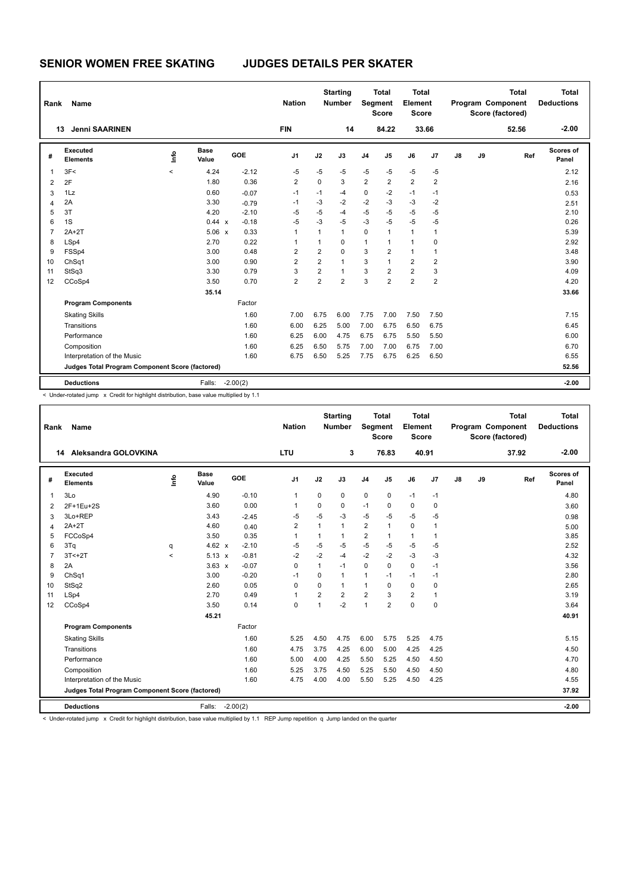# SENIOR WOMEN FREE SKATING JUDGES DETAILS PER SKATER

| Rank | Name | Nation | Starting Number | Total Segment Score | Total Element Score | Total Program Component Score (factored) | Total Deductions |
|---|---|---|---|---|---|---|---|
| 13 | Jenni SAARINEN | FIN | 14 | 84.22 | 33.66 | 52.56 | -2.00 |

| # | Executed Elements | Info | Base Value | | GOE | J1 | J2 | J3 | J4 | J5 | J6 | J7 | J8 | J9 | Ref | Scores of Panel |
|---|---|---|---|---|---|---|---|---|---|---|---|---|---|---|---|---|
| 1 | 3F< | < | 4.24 | | -2.12 | -5 | -5 | -5 | -5 | -5 | -5 | -5 | | | | 2.12 |
| 2 | 2F | | 1.80 | | 0.36 | 2 | 0 | 3 | 2 | 2 | 2 | 2 | | | | 2.16 |
| 3 | 1Lz | | 0.60 | | -0.07 | -1 | -1 | -4 | 0 | -2 | -1 | -1 | | | | 0.53 |
| 4 | 2A | | 3.30 | | -0.79 | -1 | -3 | -2 | -2 | -3 | -3 | -2 | | | | 2.51 |
| 5 | 3T | | 4.20 | | -2.10 | -5 | -5 | -4 | -5 | -5 | -5 | -5 | | | | 2.10 |
| 6 | 1S | | 0.44 | x | -0.18 | -5 | -3 | -5 | -3 | -5 | -5 | -5 | | | | 0.26 |
| 7 | 2A+2T | | 5.06 | x | 0.33 | 1 | 1 | 1 | 0 | 1 | 1 | 1 | | | | 5.39 |
| 8 | LSp4 | | 2.70 | | 0.22 | 1 | 1 | 0 | 1 | 1 | 1 | 0 | | | | 2.92 |
| 9 | FSSp4 | | 3.00 | | 0.48 | 2 | 2 | 0 | 3 | 2 | 1 | 1 | | | | 3.48 |
| 10 | ChSq1 | | 3.00 | | 0.90 | 2 | 2 | 1 | 3 | 1 | 2 | 2 | | | | 3.90 |
| 11 | StSq3 | | 3.30 | | 0.79 | 3 | 2 | 1 | 3 | 2 | 2 | 3 | | | | 4.09 |
| 12 | CCoSp4 | | 3.50 | | 0.70 | 2 | 2 | 2 | 3 | 2 | 2 | 2 | | | | 4.20 |
| | | | 35.14 | | | | | | | | | | | | | 33.66 |
| | **Program Components** | | | | Factor | | | | | | | | | | | |
| | Skating Skills | | | | 1.60 | 7.00 | 6.75 | 6.00 | 7.75 | 7.00 | 7.50 | 7.50 | | | | 7.15 |
| | Transitions | | | | 1.60 | 6.00 | 6.25 | 5.00 | 7.00 | 6.75 | 6.50 | 6.75 | | | | 6.45 |
| | Performance | | | | 1.60 | 6.25 | 6.00 | 4.75 | 6.75 | 6.75 | 5.50 | 5.50 | | | | 6.00 |
| | Composition | | | | 1.60 | 6.25 | 6.50 | 5.75 | 7.00 | 7.00 | 6.75 | 7.00 | | | | 6.70 |
| | Interpretation of the Music | | | | 1.60 | 6.75 | 6.50 | 5.25 | 7.75 | 6.75 | 6.25 | 6.50 | | | | 6.55 |
| | **Judges Total Program Component Score (factored)** | | | | | | | | | | | | | | | 52.56 |
| | **Deductions** | | Falls: | | -2.00(2) | | | | | | | | | | | -2.00 |

< Under-rotated jump x Credit for highlight distribution, base value multiplied by 1.1

| Rank | Name | Nation | Starting Number | Total Segment Score | Total Element Score | Total Program Component Score (factored) | Total Deductions |
|---|---|---|---|---|---|---|---|
| 14 | Aleksandra GOLOVKINA | LTU | 3 | 76.83 | 40.91 | 37.92 | -2.00 |

| # | Executed Elements | Info | Base Value | | GOE | J1 | J2 | J3 | J4 | J5 | J6 | J7 | J8 | J9 | Ref | Scores of Panel |
|---|---|---|---|---|---|---|---|---|---|---|---|---|---|---|---|---|
| 1 | 3Lo | | 4.90 | | -0.10 | 1 | 0 | 0 | 0 | 0 | -1 | -1 | | | | 4.80 |
| 2 | 2F+1Eu+2S | | 3.60 | | 0.00 | 1 | 0 | 0 | -1 | 0 | 0 | 0 | | | | 3.60 |
| 3 | 3Lo+REP | | 3.43 | | -2.45 | -5 | -5 | -3 | -5 | -5 | -5 | -5 | | | | 0.98 |
| 4 | 2A+2T | | 4.60 | | 0.40 | 2 | 1 | 1 | 2 | 1 | 0 | 1 | | | | 5.00 |
| 5 | FCCoSp4 | | 3.50 | | 0.35 | 1 | 1 | 1 | 2 | 1 | 1 | 1 | | | | 3.85 |
| 6 | 3Tq | q | 4.62 | x | -2.10 | -5 | -5 | -5 | -5 | -5 | -5 | -5 | | | | 2.52 |
| 7 | 3T<+2T | < | 5.13 | x | -0.81 | -2 | -2 | -4 | -2 | -2 | -3 | -3 | | | | 4.32 |
| 8 | 2A | | 3.63 | x | -0.07 | 0 | 1 | -1 | 0 | 0 | 0 | -1 | | | | 3.56 |
| 9 | ChSq1 | | 3.00 | | -0.20 | -1 | 0 | 1 | 1 | -1 | -1 | -1 | | | | 2.80 |
| 10 | StSq2 | | 2.60 | | 0.05 | 0 | 0 | 1 | 1 | 0 | 0 | 0 | | | | 2.65 |
| 11 | LSp4 | | 2.70 | | 0.49 | 1 | 2 | 2 | 2 | 3 | 2 | 1 | | | | 3.19 |
| 12 | CCoSp4 | | 3.50 | | 0.14 | 0 | 1 | -2 | 1 | 2 | 0 | 0 | | | | 3.64 |
| | | | 45.21 | | | | | | | | | | | | | 40.91 |
| | **Program Components** | | | | Factor | | | | | | | | | | | |
| | Skating Skills | | | | 1.60 | 5.25 | 4.50 | 4.75 | 6.00 | 5.75 | 5.25 | 4.75 | | | | 5.15 |
| | Transitions | | | | 1.60 | 4.75 | 3.75 | 4.25 | 6.00 | 5.00 | 4.25 | 4.25 | | | | 4.50 |
| | Performance | | | | 1.60 | 5.00 | 4.00 | 4.25 | 5.50 | 5.25 | 4.50 | 4.50 | | | | 4.70 |
| | Composition | | | | 1.60 | 5.25 | 3.75 | 4.50 | 5.25 | 5.50 | 4.50 | 4.50 | | | | 4.80 |
| | Interpretation of the Music | | | | 1.60 | 4.75 | 4.00 | 4.00 | 5.50 | 5.25 | 4.50 | 4.25 | | | | 4.55 |
| | **Judges Total Program Component Score (factored)** | | | | | | | | | | | | | | | 37.92 |
| | **Deductions** | | Falls: | | -2.00(2) | | | | | | | | | | | -2.00 |

< Under-rotated jump x Credit for highlight distribution, base value multiplied by 1.1 REP Jump repetition q Jump landed on the quarter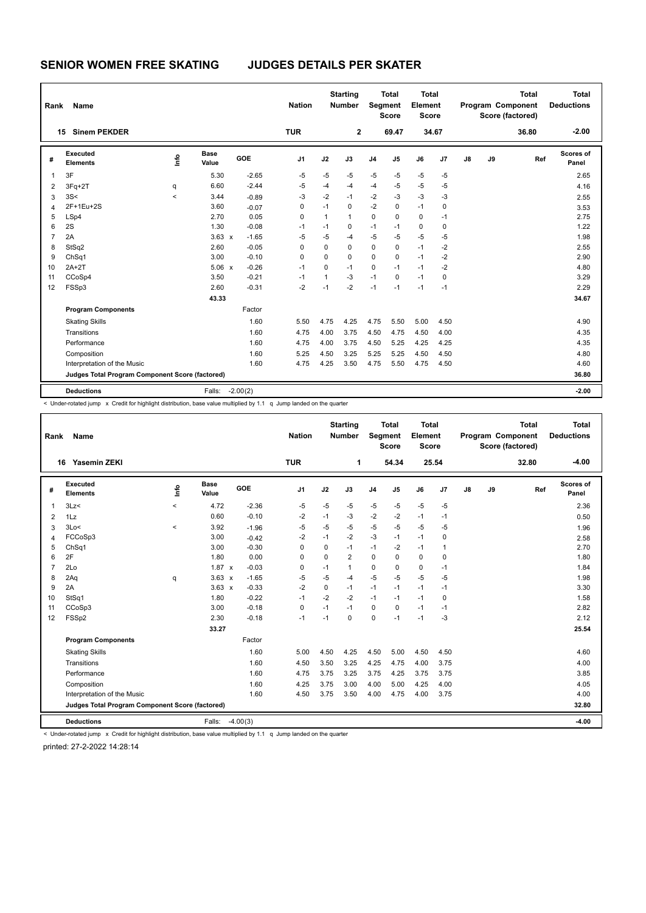# SENIOR WOMEN FREE SKATING JUDGES DETAILS PER SKATER

| Rank | Name | Nation | Starting Number | Total Segment Score | Total Element Score | Total Program Component Score (factored) | Total Deductions |
|---|---|---|---|---|---|---|---|
| 15 | Sinem PEKDER | TUR | 2 | 69.47 | 34.67 | 36.80 | -2.00 |

| # | Executed Elements | Info | Base Value | | GOE | J1 | J2 | J3 | J4 | J5 | J6 | J7 | J8 | J9 | Ref | Scores of Panel |
|---|---|---|---|---|---|---|---|---|---|---|---|---|---|---|---|---|
| 1 | 3F | | 5.30 | | -2.65 | -5 | -5 | -5 | -5 | -5 | -5 | -5 | | | | 2.65 |
| 2 | 3Fq+2T | q | 6.60 | | -2.44 | -5 | -4 | -4 | -4 | -5 | -5 | -5 | | | | 4.16 |
| 3 | 3S< | < | 3.44 | | -0.89 | -3 | -2 | -1 | -2 | -3 | -3 | -3 | | | | 2.55 |
| 4 | 2F+1Eu+2S | | 3.60 | | -0.07 | 0 | -1 | 0 | -2 | 0 | -1 | 0 | | | | 3.53 |
| 5 | LSp4 | | 2.70 | | 0.05 | 0 | 1 | 1 | 0 | 0 | 0 | -1 | | | | 2.75 |
| 6 | 2S | | 1.30 | | -0.08 | -1 | -1 | 0 | -1 | -1 | 0 | 0 | | | | 1.22 |
| 7 | 2A | | 3.63 | x | -1.65 | -5 | -5 | -4 | -5 | -5 | -5 | -5 | | | | 1.98 |
| 8 | StSq2 | | 2.60 | | -0.05 | 0 | 0 | 0 | 0 | 0 | -1 | -2 | | | | 2.55 |
| 9 | ChSq1 | | 3.00 | | -0.10 | 0 | 0 | 0 | 0 | 0 | -1 | -2 | | | | 2.90 |
| 10 | 2A+2T | | 5.06 | x | -0.26 | -1 | 0 | -1 | 0 | -1 | -1 | -2 | | | | 4.80 |
| 11 | CCoSp4 | | 3.50 | | -0.21 | -1 | 1 | -3 | -1 | 0 | -1 | 0 | | | | 3.29 |
| 12 | FSSp3 | | 2.60 | | -0.31 | -2 | -1 | -2 | -1 | -1 | -1 | -1 | | | | 2.29 |
| | | | 43.33 | | | | | | | | | | | | | 34.67 |
| | **Program Components** | | | | Factor | | | | | | | | | | | |
| | Skating Skills | | | | 1.60 | 5.50 | 4.75 | 4.25 | 4.75 | 5.50 | 5.00 | 4.50 | | | | 4.90 |
| | Transitions | | | | 1.60 | 4.75 | 4.00 | 3.75 | 4.50 | 4.75 | 4.50 | 4.00 | | | | 4.35 |
| | Performance | | | | 1.60 | 4.75 | 4.00 | 3.75 | 4.50 | 5.25 | 4.25 | 4.25 | | | | 4.35 |
| | Composition | | | | 1.60 | 5.25 | 4.50 | 3.25 | 5.25 | 5.25 | 4.50 | 4.50 | | | | 4.80 |
| | Interpretation of the Music | | | | 1.60 | 4.75 | 4.25 | 3.50 | 4.75 | 5.50 | 4.75 | 4.50 | | | | 4.60 |
| | **Judges Total Program Component Score (factored)** | | | | | | | | | | | | | | | 36.80 |
| | **Deductions** | | Falls: | | -2.00(2) | | | | | | | | | | | -2.00 |

< Under-rotated jump x Credit for highlight distribution, base value multiplied by 1.1 q Jump landed on the quarter

| Rank | Name | Nation | Starting Number | Total Segment Score | Total Element Score | Total Program Component Score (factored) | Total Deductions |
|---|---|---|---|---|---|---|---|
| 16 | Yasemin ZEKI | TUR | 1 | 54.34 | 25.54 | 32.80 | -4.00 |

| # | Executed Elements | Info | Base Value | | GOE | J1 | J2 | J3 | J4 | J5 | J6 | J7 | J8 | J9 | Ref | Scores of Panel |
|---|---|---|---|---|---|---|---|---|---|---|---|---|---|---|---|---|
| 1 | 3Lz< | < | 4.72 | | -2.36 | -5 | -5 | -5 | -5 | -5 | -5 | -5 | | | | 2.36 |
| 2 | 1Lz | | 0.60 | | -0.10 | -2 | -1 | -3 | -2 | -2 | -1 | -1 | | | | 0.50 |
| 3 | 3Lo< | < | 3.92 | | -1.96 | -5 | -5 | -5 | -5 | -5 | -5 | -5 | | | | 1.96 |
| 4 | FCCoSp3 | | 3.00 | | -0.42 | -2 | -1 | -2 | -3 | -1 | -1 | 0 | | | | 2.58 |
| 5 | ChSq1 | | 3.00 | | -0.30 | 0 | 0 | -1 | -1 | -2 | -1 | 1 | | | | 2.70 |
| 6 | 2F | | 1.80 | | 0.00 | 0 | 0 | 2 | 0 | 0 | 0 | 0 | | | | 1.80 |
| 7 | 2Lo | | 1.87 | x | -0.03 | 0 | -1 | 1 | 0 | 0 | 0 | -1 | | | | 1.84 |
| 8 | 2Aq | q | 3.63 | x | -1.65 | -5 | -5 | -4 | -5 | -5 | -5 | -5 | | | | 1.98 |
| 9 | 2A | | 3.63 | x | -0.33 | -2 | 0 | -1 | -1 | -1 | -1 | -1 | | | | 3.30 |
| 10 | StSq1 | | 1.80 | | -0.22 | -1 | -2 | -2 | -1 | -1 | -1 | 0 | | | | 1.58 |
| 11 | CCoSp3 | | 3.00 | | -0.18 | 0 | -1 | -1 | 0 | 0 | -1 | -1 | | | | 2.82 |
| 12 | FSSp2 | | 2.30 | | -0.18 | -1 | -1 | 0 | 0 | -1 | -1 | -3 | | | | 2.12 |
| | | | 33.27 | | | | | | | | | | | | | 25.54 |
| | **Program Components** | | | | Factor | | | | | | | | | | | |
| | Skating Skills | | | | 1.60 | 5.00 | 4.50 | 4.25 | 4.50 | 5.00 | 4.50 | 4.50 | | | | 4.60 |
| | Transitions | | | | 1.60 | 4.50 | 3.50 | 3.25 | 4.25 | 4.75 | 4.00 | 3.75 | | | | 4.00 |
| | Performance | | | | 1.60 | 4.75 | 3.75 | 3.25 | 3.75 | 4.25 | 3.75 | 3.75 | | | | 3.85 |
| | Composition | | | | 1.60 | 4.25 | 3.75 | 3.00 | 4.00 | 5.00 | 4.25 | 4.00 | | | | 4.05 |
| | Interpretation of the Music | | | | 1.60 | 4.50 | 3.75 | 3.50 | 4.00 | 4.75 | 4.00 | 3.75 | | | | 4.00 |
| | **Judges Total Program Component Score (factored)** | | | | | | | | | | | | | | | 32.80 |
| | **Deductions** | | Falls: | | -4.00(3) | | | | | | | | | | | -4.00 |

< Under-rotated jump x Credit for highlight distribution, base value multiplied by 1.1 q Jump landed on the quarter

printed: 27-2-2022 14:28:14